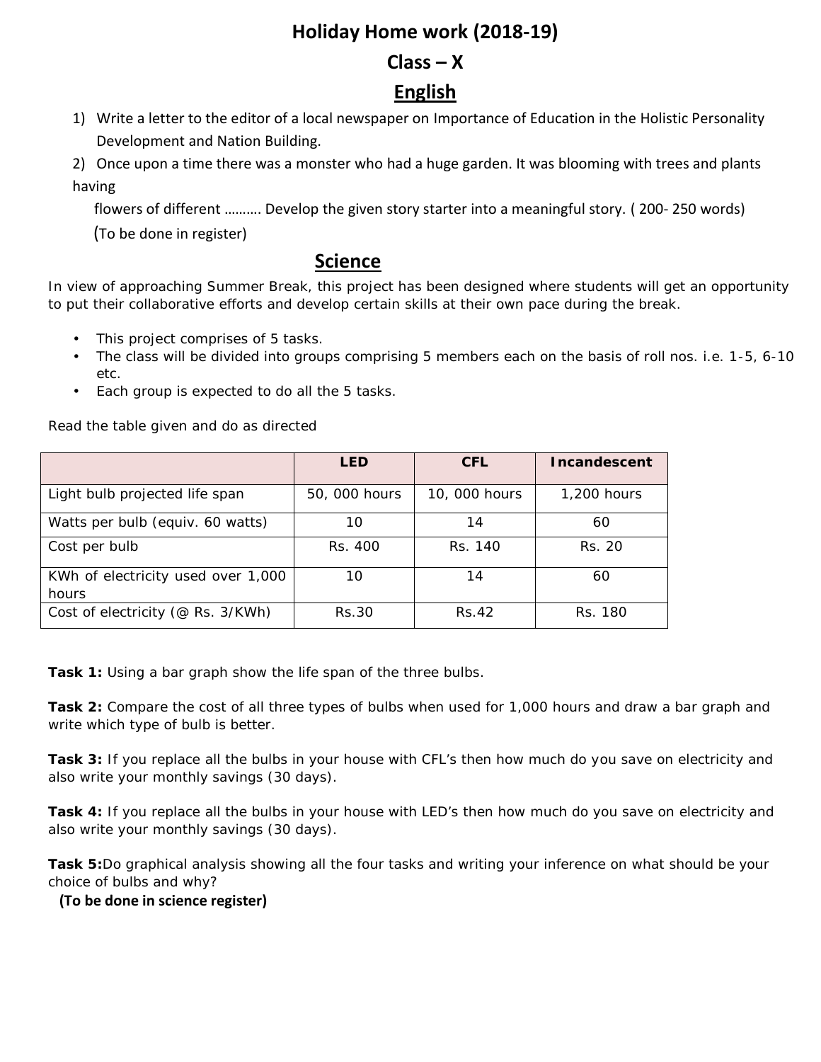# Holiday Home work (2018-19)

# Class – X

## English

1) Write a letter to the editor of a local newspaper on Importance of Education in the Holistic Personality Development and Nation Building.

2) Once upon a time there was a monster who had a huge garden. It was blooming with trees and plants having flowers of different ………. Develop the given story starter into a meaningful story. ( 200- 250 words)

(To be done in register)

## Science

In view of approaching Summer Break, this project has been designed where students will get an opportunity to put their collaborative efforts and develop certain skills at their own pace during the break.

- This project comprises of 5 tasks.
- The class will be divided into groups comprising 5 members each on the basis of roll nos. i.e. 1-5, 6-10 etc.
- Each group is expected to do all the 5 tasks.

Read the table given and do as directed

| | LED | CFL | Incandescent |
|---|---|---|---|
| Light bulb projected life span | 50, 000 hours | 10, 000 hours | 1,200 hours |
| Watts per bulb (equiv. 60 watts) | 10 | 14 | 60 |
| Cost per bulb | Rs. 400 | Rs. 140 | Rs. 20 |
| KWh of electricity used over 1,000 hours | 10 | 14 | 60 |
| Cost of electricity (@ Rs. 3/KWh) | Rs.30 | Rs.42 | Rs. 180 |

**Task 1:** Using a bar graph show the life span of the three bulbs.

**Task 2:** Compare the cost of all three types of bulbs when used for 1,000 hours and draw a bar graph and write which type of bulb is better.

**Task 3:** If you replace all the bulbs in your house with CFL's then how much do you save on electricity and also write your monthly savings (30 days).

**Task 4:** If you replace all the bulbs in your house with LED's then how much do you save on electricity and also write your monthly savings (30 days).

**Task 5:**Do graphical analysis showing all the four tasks and writing your inference on what should be your choice of bulbs and why?

**(To be done in science register)**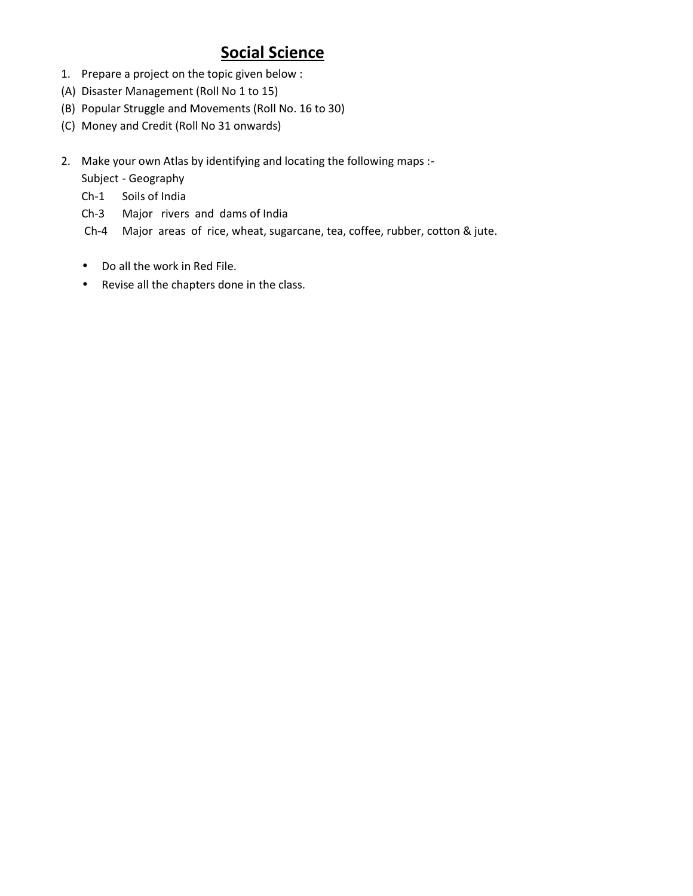# **Social Science**

1. Prepare a project on the topic given below :

(A) Disaster Management (Roll No 1 to 15)

(B) Popular Struggle and Movements (Roll No. 16 to 30)

(C) Money and Credit (Roll No 31 onwards)

2. Make your own Atlas by identifying and locating the following maps :-

   Subject - Geography

   Ch-1 Soils of India

   Ch-3 Major rivers and dams of India

   Ch-4 Major areas of rice, wheat, sugarcane, tea, coffee, rubber, cotton & jute.

- Do all the work in Red File.
- Revise all the chapters done in the class.